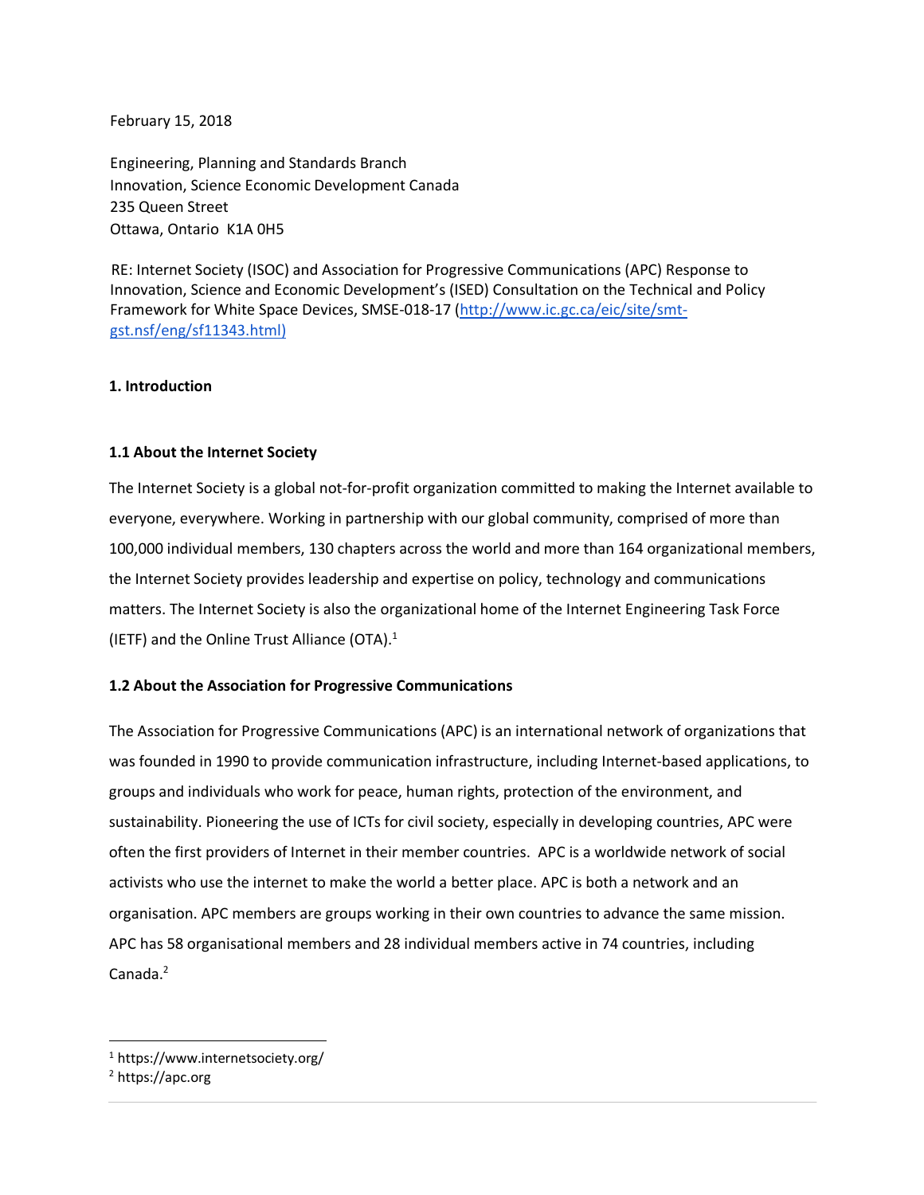February 15, 2018

Engineering, Planning and Standards Branch
Innovation, Science Economic Development Canada
235 Queen Street
Ottawa, Ontario K1A 0H5

RE: Internet Society (ISOC) and Association for Progressive Communications (APC) Response to Innovation, Science and Economic Development's (ISED) Consultation on the Technical and Policy Framework for White Space Devices, SMSE-018-17 (http://www.ic.gc.ca/eic/site/smt-gst.nsf/eng/sf11343.html)

## 1. Introduction

### 1.1 About the Internet Society

The Internet Society is a global not-for-profit organization committed to making the Internet available to everyone, everywhere. Working in partnership with our global community, comprised of more than 100,000 individual members, 130 chapters across the world and more than 164 organizational members, the Internet Society provides leadership and expertise on policy, technology and communications matters. The Internet Society is also the organizational home of the Internet Engineering Task Force (IETF) and the Online Trust Alliance (OTA).[1]

### 1.2 About the Association for Progressive Communications

The Association for Progressive Communications (APC) is an international network of organizations that was founded in 1990 to provide communication infrastructure, including Internet-based applications, to groups and individuals who work for peace, human rights, protection of the environment, and sustainability. Pioneering the use of ICTs for civil society, especially in developing countries, APC were often the first providers of Internet in their member countries. APC is a worldwide network of social activists who use the internet to make the world a better place. APC is both a network and an organisation. APC members are groups working in their own countries to advance the same mission. APC has 58 organisational members and 28 individual members active in 74 countries, including Canada.[2]

[1] https://www.internetsociety.org/

[2] https://apc.org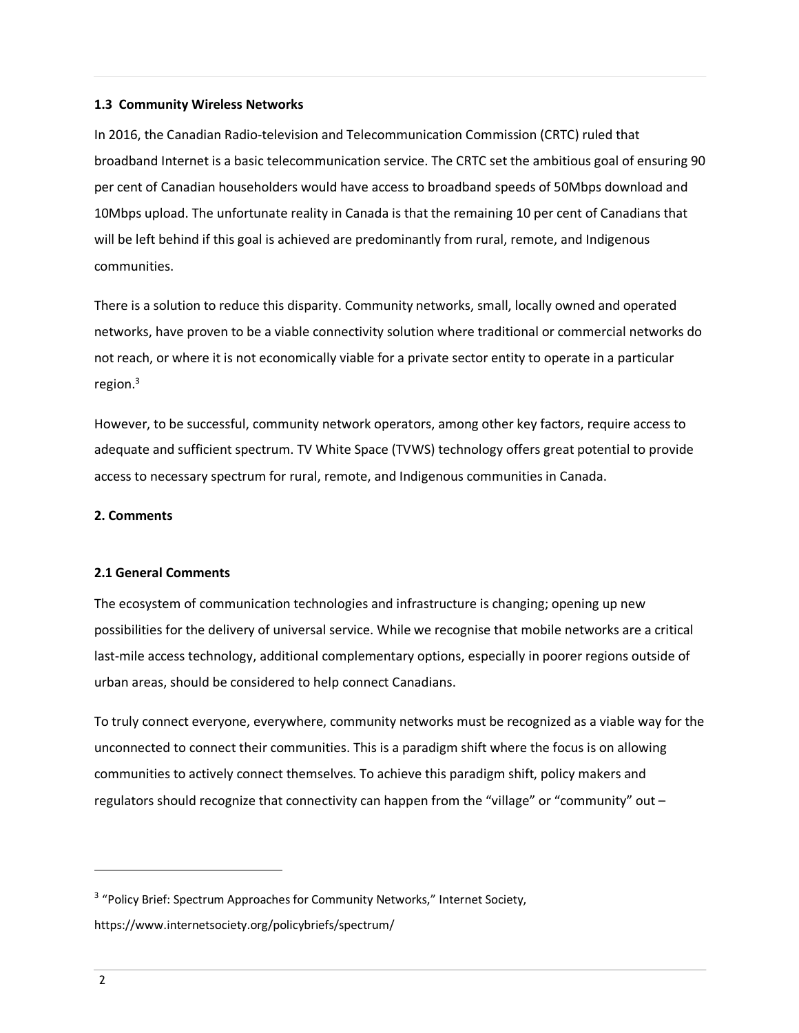### 1.3 Community Wireless Networks

In 2016, the Canadian Radio-television and Telecommunication Commission (CRTC) ruled that broadband Internet is a basic telecommunication service. The CRTC set the ambitious goal of ensuring 90 per cent of Canadian householders would have access to broadband speeds of 50Mbps download and 10Mbps upload. The unfortunate reality in Canada is that the remaining 10 per cent of Canadians that will be left behind if this goal is achieved are predominantly from rural, remote, and Indigenous communities.

There is a solution to reduce this disparity. Community networks, small, locally owned and operated networks, have proven to be a viable connectivity solution where traditional or commercial networks do not reach, or where it is not economically viable for a private sector entity to operate in a particular region.[3]

However, to be successful, community network operators, among other key factors, require access to adequate and sufficient spectrum. TV White Space (TVWS) technology offers great potential to provide access to necessary spectrum for rural, remote, and Indigenous communities in Canada.

## 2. Comments

### 2.1 General Comments

The ecosystem of communication technologies and infrastructure is changing; opening up new possibilities for the delivery of universal service. While we recognise that mobile networks are a critical last-mile access technology, additional complementary options, especially in poorer regions outside of urban areas, should be considered to help connect Canadians.

To truly connect everyone, everywhere, community networks must be recognized as a viable way for the unconnected to connect their communities. This is a paradigm shift where the focus is on allowing communities to actively connect themselves. To achieve this paradigm shift, policy makers and regulators should recognize that connectivity can happen from the "village" or "community" out –

---

[3] "Policy Brief: Spectrum Approaches for Community Networks," Internet Society, https://www.internetsociety.org/policybriefs/spectrum/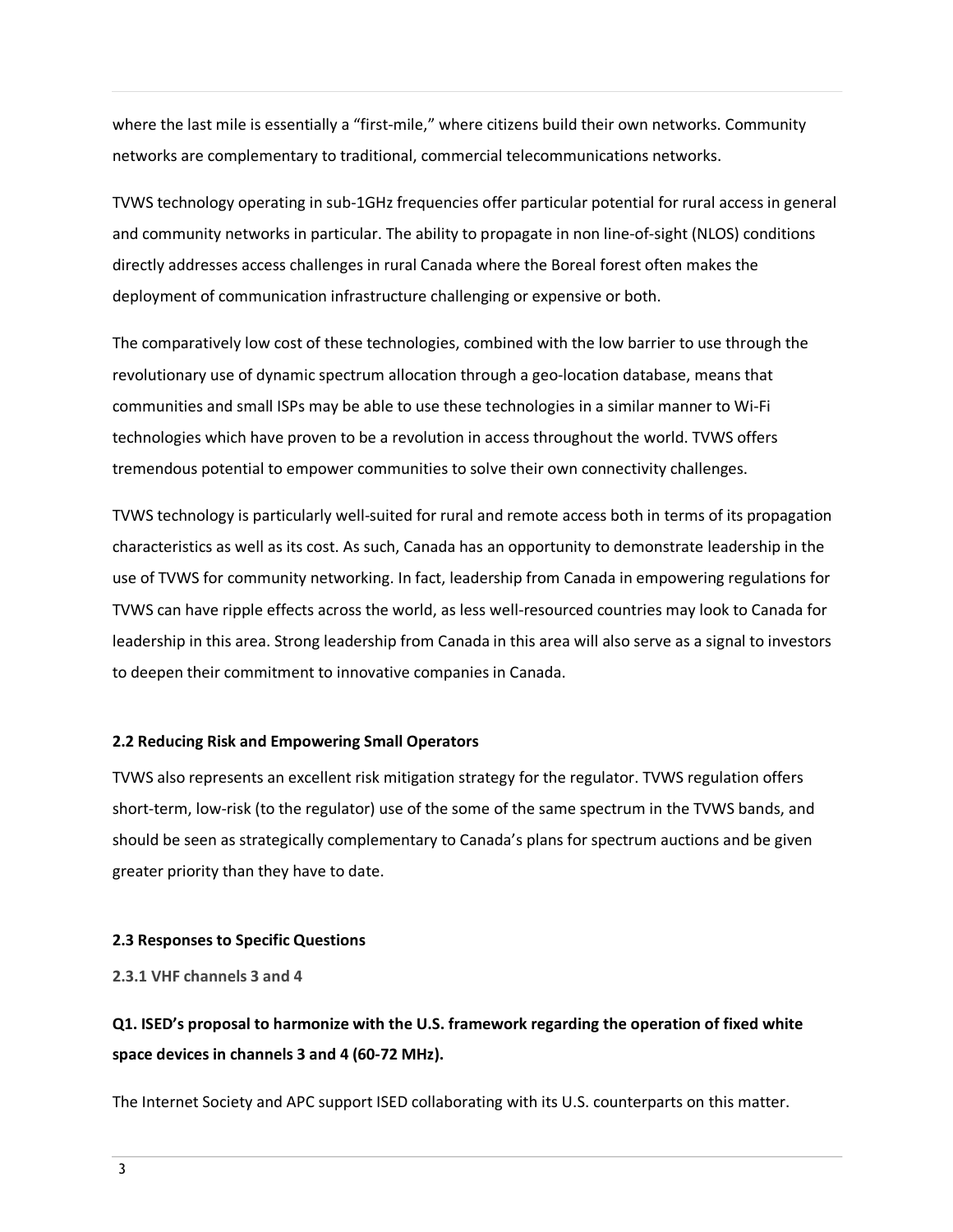where the last mile is essentially a "first-mile," where citizens build their own networks. Community networks are complementary to traditional, commercial telecommunications networks.

TVWS technology operating in sub-1GHz frequencies offer particular potential for rural access in general and community networks in particular. The ability to propagate in non line-of-sight (NLOS) conditions directly addresses access challenges in rural Canada where the Boreal forest often makes the deployment of communication infrastructure challenging or expensive or both.

The comparatively low cost of these technologies, combined with the low barrier to use through the revolutionary use of dynamic spectrum allocation through a geo-location database, means that communities and small ISPs may be able to use these technologies in a similar manner to Wi-Fi technologies which have proven to be a revolution in access throughout the world. TVWS offers tremendous potential to empower communities to solve their own connectivity challenges.

TVWS technology is particularly well-suited for rural and remote access both in terms of its propagation characteristics as well as its cost. As such, Canada has an opportunity to demonstrate leadership in the use of TVWS for community networking. In fact, leadership from Canada in empowering regulations for TVWS can have ripple effects across the world, as less well-resourced countries may look to Canada for leadership in this area. Strong leadership from Canada in this area will also serve as a signal to investors to deepen their commitment to innovative companies in Canada.

### 2.2 Reducing Risk and Empowering Small Operators

TVWS also represents an excellent risk mitigation strategy for the regulator. TVWS regulation offers short-term, low-risk (to the regulator) use of the some of the same spectrum in the TVWS bands, and should be seen as strategically complementary to Canada's plans for spectrum auctions and be given greater priority than they have to date.

### 2.3 Responses to Specific Questions

#### 2.3.1 VHF channels 3 and 4

**Q1. ISED's proposal to harmonize with the U.S. framework regarding the operation of fixed white space devices in channels 3 and 4 (60-72 MHz).**

The Internet Society and APC support ISED collaborating with its U.S. counterparts on this matter.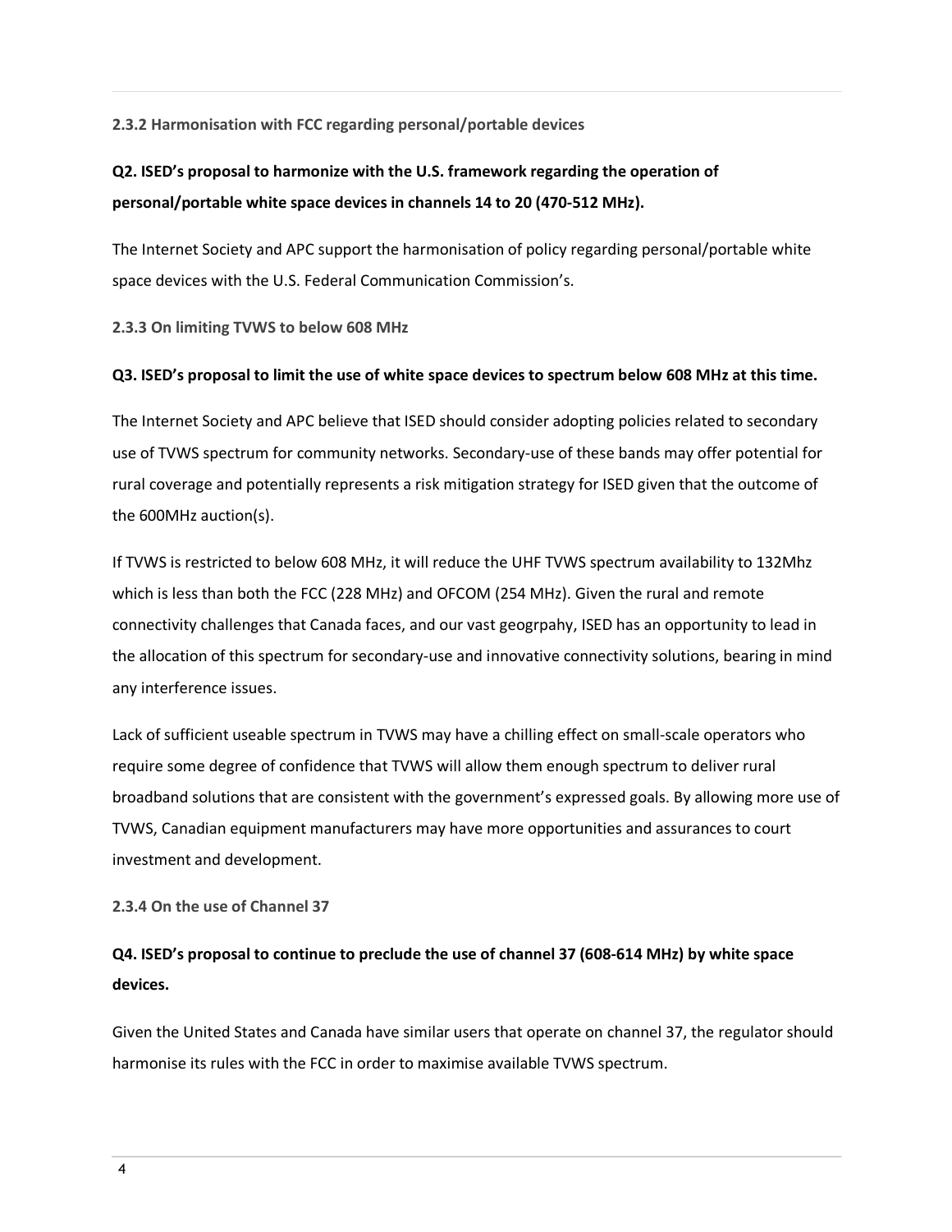### 2.3.2 Harmonisation with FCC regarding personal/portable devices

**Q2. ISED's proposal to harmonize with the U.S. framework regarding the operation of personal/portable white space devices in channels 14 to 20 (470-512 MHz).**

The Internet Society and APC support the harmonisation of policy regarding personal/portable white space devices with the U.S. Federal Communication Commission's.

### 2.3.3 On limiting TVWS to below 608 MHz

**Q3. ISED's proposal to limit the use of white space devices to spectrum below 608 MHz at this time.**

The Internet Society and APC believe that ISED should consider adopting policies related to secondary use of TVWS spectrum for community networks. Secondary-use of these bands may offer potential for rural coverage and potentially represents a risk mitigation strategy for ISED given that the outcome of the 600MHz auction(s).

If TVWS is restricted to below 608 MHz, it will reduce the UHF TVWS spectrum availability to 132Mhz which is less than both the FCC (228 MHz) and OFCOM (254 MHz). Given the rural and remote connectivity challenges that Canada faces, and our vast geogrpahy, ISED has an opportunity to lead in the allocation of this spectrum for secondary-use and innovative connectivity solutions, bearing in mind any interference issues.

Lack of sufficient useable spectrum in TVWS may have a chilling effect on small-scale operators who require some degree of confidence that TVWS will allow them enough spectrum to deliver rural broadband solutions that are consistent with the government's expressed goals. By allowing more use of TVWS, Canadian equipment manufacturers may have more opportunities and assurances to court investment and development.

### 2.3.4 On the use of Channel 37

**Q4. ISED's proposal to continue to preclude the use of channel 37 (608-614 MHz) by white space devices.**

Given the United States and Canada have similar users that operate on channel 37, the regulator should harmonise its rules with the FCC in order to maximise available TVWS spectrum.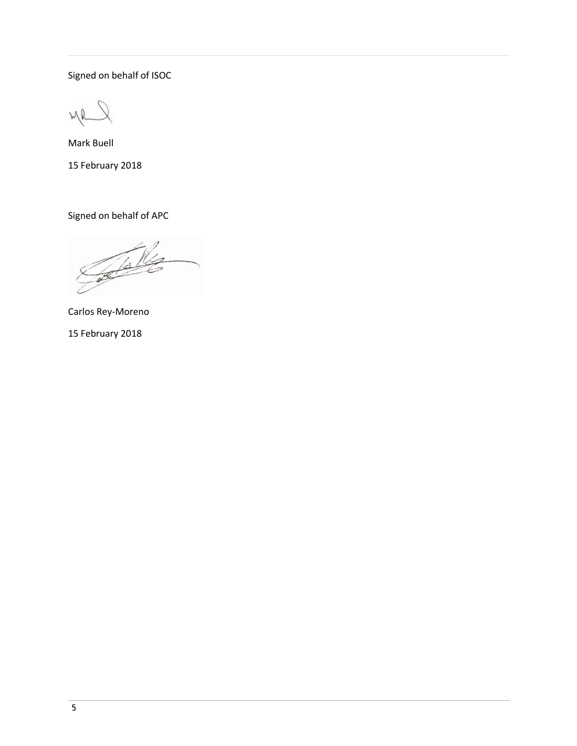Signed on behalf of ISOC

Mark Buell

15 February 2018

Signed on behalf of APC

Carlos Rey-Moreno

15 February 2018